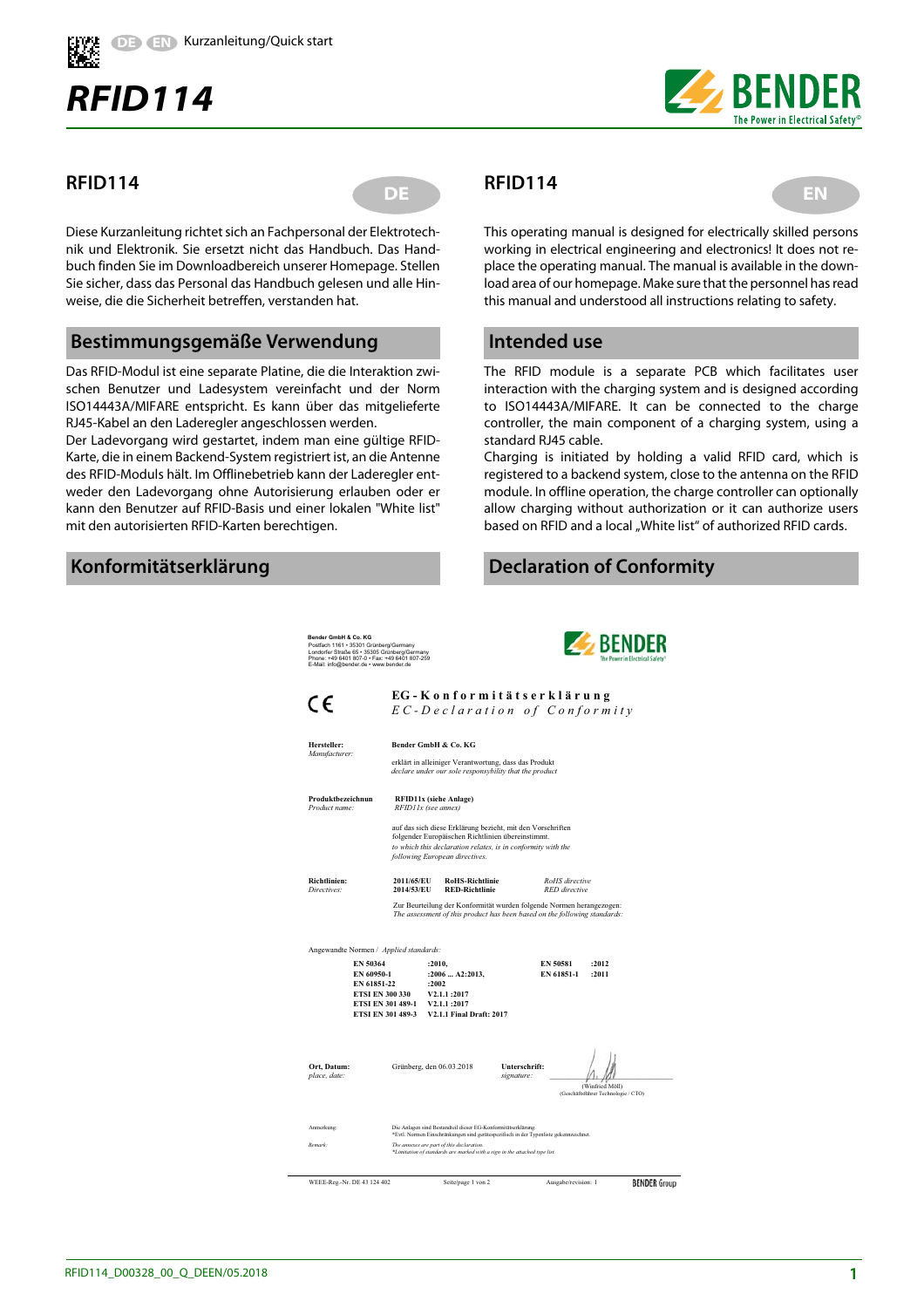DE EN Kurzanleitung/Quick start

# RFID114

## RFID114 (DE)

Diese Kurzanleitung richtet sich an Fachpersonal der Elektrotechnik und Elektronik. Sie ersetzt nicht das Handbuch. Das Handbuch finden Sie im Downloadbereich unserer Homepage. Stellen Sie sicher, dass das Personal das Handbuch gelesen und alle Hinweise, die die Sicherheit betreffen, verstanden hat.

### Bestimmungsgemäße Verwendung

Das RFID-Modul ist eine separate Platine, die die Interaktion zwischen Benutzer und Ladesystem vereinfacht und der Norm ISO14443A/MIFARE entspricht. Es kann über das mitgelieferte RJ45-Kabel an den Laderegler angeschlossen werden.

Der Ladevorgang wird gestartet, indem man eine gültige RFID-Karte, die in einem Backend-System registriert ist, an die Antenne des RFID-Moduls hält. Im Offlinebetrieb kann der Laderegler entweder den Ladevorgang ohne Autorisierung erlauben oder er kann den Benutzer auf RFID-Basis und einer lokalen "White list" mit den autorisierten RFID-Karten berechtigen.

### Konformitätserklärung

## RFID114 (EN)

This operating manual is designed for electrically skilled persons working in electrical engineering and electronics! It does not replace the operating manual. The manual is available in the download area of our homepage. Make sure that the personnel has read this manual and understood all instructions relating to safety.

### Intended use

The RFID module is a separate PCB which facilitates user interaction with the charging system and is designed according to ISO14443A/MIFARE. It can be connected to the charge controller, the main component of a charging system, using a standard RJ45 cable.

Charging is initiated by holding a valid RFID card, which is registered to a backend system, close to the antenna on the RFID module. In offline operation, the charge controller can optionally allow charging without authorization or it can authorize users based on RFID and a local „White list" of authorized RFID cards.

### Declaration of Conformity

**Bender GmbH & Co. KG**
Postfach 1161 • 35301 Grünberg/Germany
Londorfer Straße 65 • 35305 Grünberg/Germany
Phone: +49 6401 807-0 • Fax: +49 6401 807-259
E-Mail: info@bender.de • www.bender.de

CE

**EG-Konformitätserklärung**
*EC-Declaration of Conformity*

**Hersteller:** / *Manufacturer:* **Bender GmbH & Co. KG**

erklärt in alleiniger Verantwortung, dass das Produkt
*declare under our sole responsibility that the product*

**Produktbezeichnung** / *Product name:* **RFID11x (siehe Anlage)** / *RFID11x (see annex)*

auf das sich diese Erklärung bezieht, mit den Vorschriften folgender Europäischen Richtlinien übereinstimmt.
*to which this declaration relates, is in conformity with the following European directives.*

**Richtlinien:** / *Directives:*

| | | |
|---|---|---|
| **2011/65/EU** | **RoHS-Richtlinie** | *RoHS directive* |
| **2014/53/EU** | **RED-Richtlinie** | *RED directive* |

Zur Beurteilung der Konformität wurden folgende Normen herangezogen:
*The assessment of this product has been based on the following standards:*

Angewandte Normen / *Applied standards:*

| | | | |
|---|---|---|---|
| **EN 50364** | **:2010,** | **EN 50581** | **:2012** |
| **EN 60950-1** | **:2006 ... A2:2013,** | **EN 61851-1** | **:2011** |
| **EN 61851-22** | **:2002** | | |
| **ETSI EN 300 330** | **V2.1.1 :2017** | | |
| **ETSI EN 301 489-1** | **V2.1.1 :2017** | | |
| **ETSI EN 301 489-3** | **V2.1.1 Final Draft: 2017** | | |

**Ort, Datum:** / *place, date:* Grünberg, den 06.03.2018

**Unterschrift:** / *signature:*
(Winfried Möll)
(Geschäftsführer Technologie / CTO)

Anmerkung: Die Anlagen sind Bestandteil dieser EG-Konformitätserklärung.
*Evtl. Normen Einschränkungen sind gerätespezifisch in der Typenliste gekennzeichnet.

*Remark: The annexes are part of this declaration.*
*\*Limitation of standards are marked with a sign in the attached type list.*

WEEE-Reg.-Nr. DE 43 124 402 — Seite/page 1 von 2 — Ausgabe/revision: 1 — BENDER Group

RFID114_D00328_00_Q_DEEN/05.2018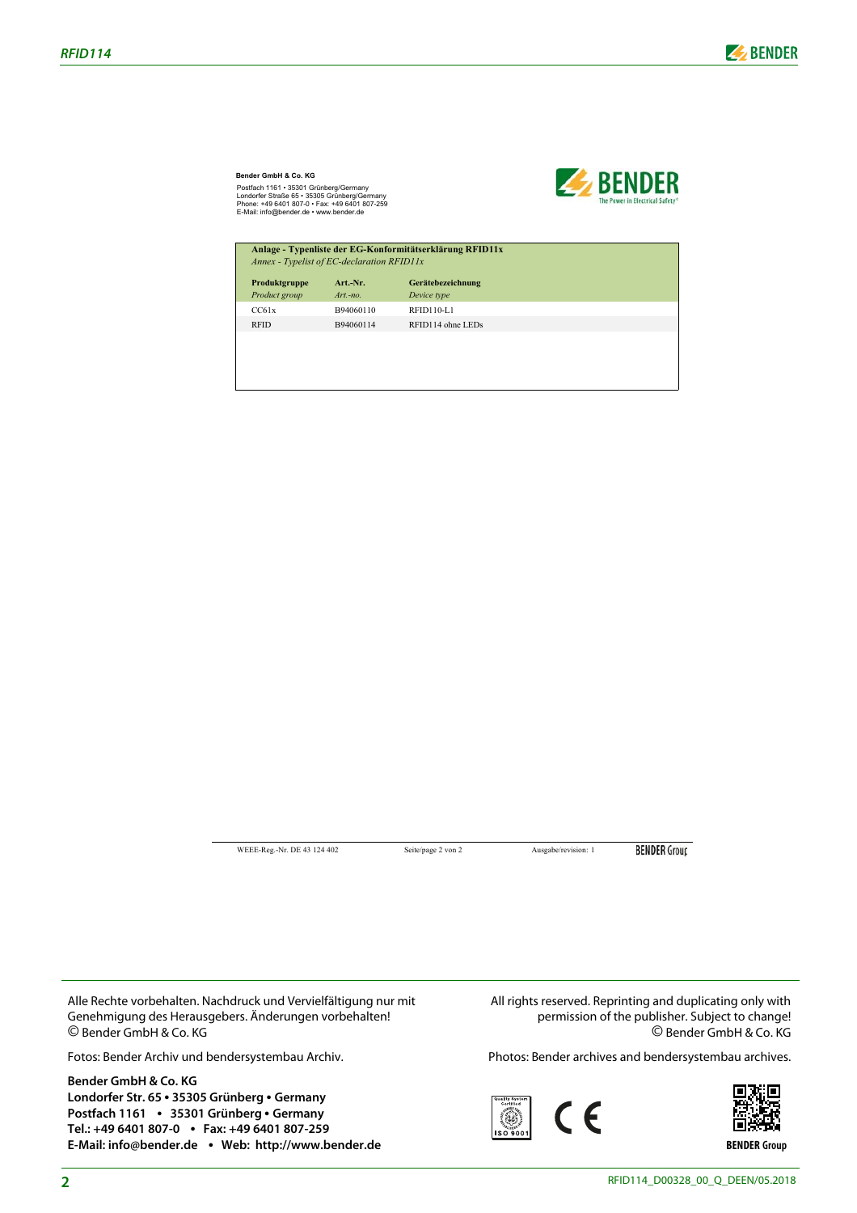**Bender GmbH & Co. KG**

Postfach 1161 • 35301 Grünberg/Germany
Londorfer Straße 65 • 35305 Grünberg/Germany
Phone: +49 6401 807-0 • Fax: +49 6401 807-259
E-Mail: info@bender.de • www.bender.de

**Anlage - Typenliste der EG-Konformitätserklärung RFID11x**
*Annex - Typelist of EC-declaration RFID11x*

| **Produktgruppe** *Product group* | **Art.-Nr.** *Art.-no.* | **Gerätebezeichnung** *Device type* |
|---|---|---|
| CC61x | B94060110 | RFID110-L1 |
| RFID | B94060114 | RFID114 ohne LEDs |

WEEE-Reg.-Nr. DE 43 124 402 | Seite/page 2 von 2 | Ausgabe/revision: 1 | BENDER Group

Alle Rechte vorbehalten. Nachdruck und Vervielfältigung nur mit Genehmigung des Herausgebers. Änderungen vorbehalten!
© Bender GmbH & Co. KG

Fotos: Bender Archiv und bendersystembau Archiv.

All rights reserved. Reprinting and duplicating only with permission of the publisher. Subject to change!
© Bender GmbH & Co. KG

Photos: Bender archives and bendersystembau archives.

**Bender GmbH & Co. KG**
**Londorfer Str. 65 • 35305 Grünberg • Germany**
**Postfach 1161 • 35301 Grünberg • Germany**
**Tel.: +49 6401 807-0 • Fax: +49 6401 807-259**
**E-Mail: info@bender.de • Web: http://www.bender.de**

**BENDER Group**

RFID114_D00328_00_Q_DEEN/05.2018